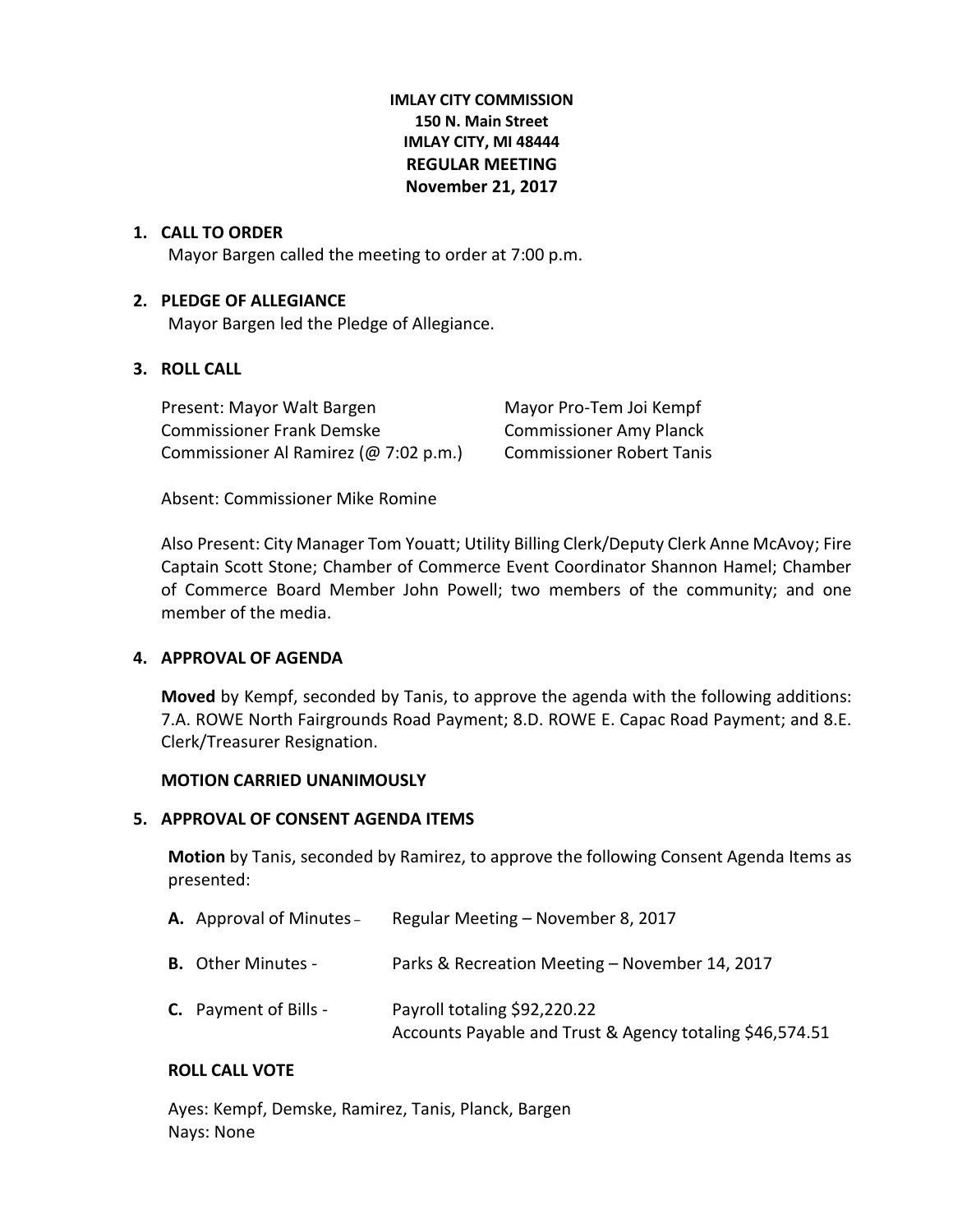**IMLAY CITY COMMISSION**
**150 N. Main Street**
**IMLAY CITY, MI 48444**
**REGULAR MEETING**
**November 21, 2017**

1. **CALL TO ORDER**

   Mayor Bargen called the meeting to order at 7:00 p.m.

2. **PLEDGE OF ALLEGIANCE**

   Mayor Bargen led the Pledge of Allegiance.

3. **ROLL CALL**

   Present: Mayor Walt Bargen
   Mayor Pro-Tem Joi Kempf
   Commissioner Frank Demske
   Commissioner Amy Planck
   Commissioner Al Ramirez (@ 7:02 p.m.)
   Commissioner Robert Tanis

   Absent: Commissioner Mike Romine

   Also Present: City Manager Tom Youatt; Utility Billing Clerk/Deputy Clerk Anne McAvoy; Fire Captain Scott Stone; Chamber of Commerce Event Coordinator Shannon Hamel; Chamber of Commerce Board Member John Powell; two members of the community; and one member of the media.

4. **APPROVAL OF AGENDA**

   **Moved** by Kempf, seconded by Tanis, to approve the agenda with the following additions: 7.A. ROWE North Fairgrounds Road Payment; 8.D. ROWE E. Capac Road Payment; and 8.E. Clerk/Treasurer Resignation.

   **MOTION CARRIED UNANIMOUSLY**

5. **APPROVAL OF CONSENT AGENDA ITEMS**

   **Motion** by Tanis, seconded by Ramirez, to approve the following Consent Agenda Items as presented:

   **A.** Approval of Minutes – Regular Meeting – November 8, 2017

   **B.** Other Minutes - Parks & Recreation Meeting – November 14, 2017

   **C.** Payment of Bills - Payroll totaling $92,220.22
   Accounts Payable and Trust & Agency totaling $46,574.51

   **ROLL CALL VOTE**

   Ayes: Kempf, Demske, Ramirez, Tanis, Planck, Bargen
   Nays: None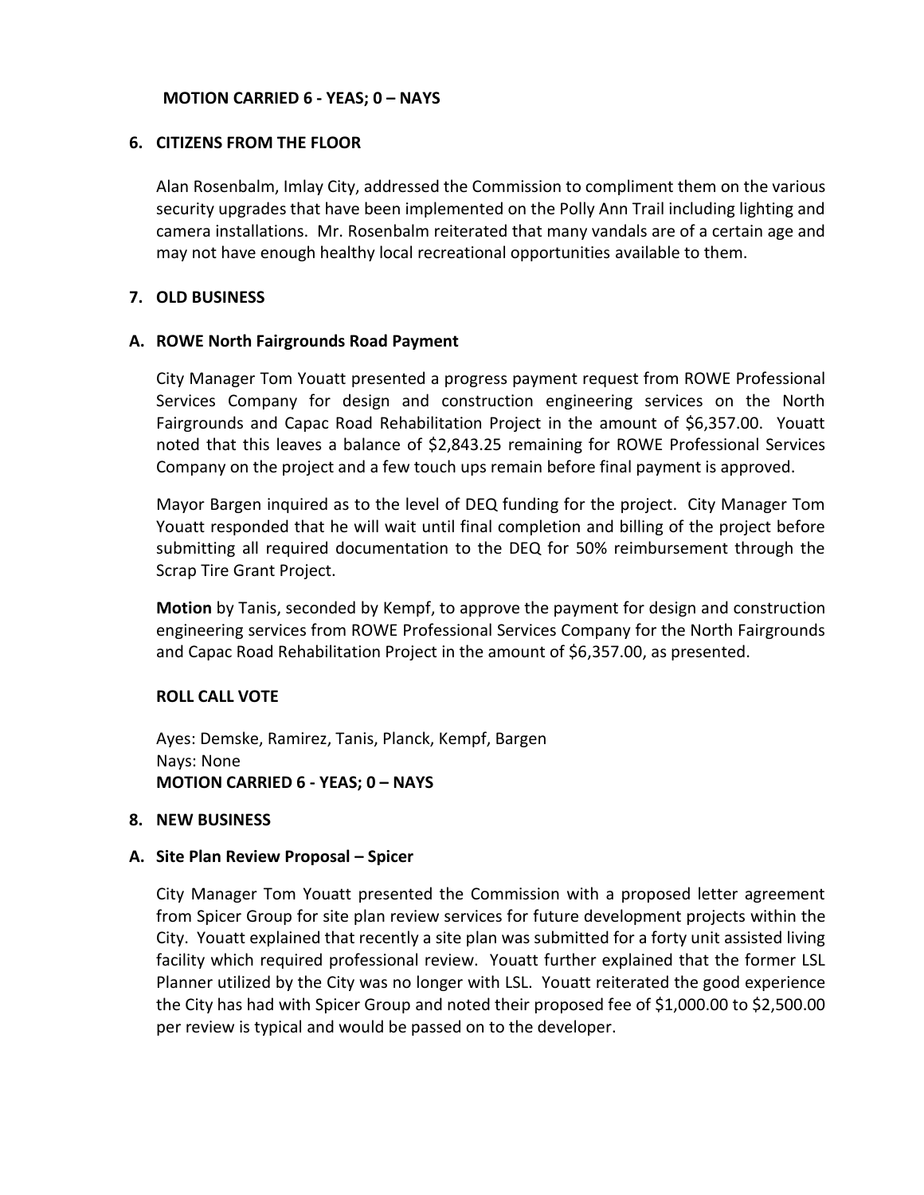**MOTION CARRIED 6 - YEAS; 0 – NAYS**

## 6. CITIZENS FROM THE FLOOR

Alan Rosenbalm, Imlay City, addressed the Commission to compliment them on the various security upgrades that have been implemented on the Polly Ann Trail including lighting and camera installations. Mr. Rosenbalm reiterated that many vandals are of a certain age and may not have enough healthy local recreational opportunities available to them.

## 7. OLD BUSINESS

### A. ROWE North Fairgrounds Road Payment

City Manager Tom Youatt presented a progress payment request from ROWE Professional Services Company for design and construction engineering services on the North Fairgrounds and Capac Road Rehabilitation Project in the amount of $6,357.00. Youatt noted that this leaves a balance of $2,843.25 remaining for ROWE Professional Services Company on the project and a few touch ups remain before final payment is approved.

Mayor Bargen inquired as to the level of DEQ funding for the project. City Manager Tom Youatt responded that he will wait until final completion and billing of the project before submitting all required documentation to the DEQ for 50% reimbursement through the Scrap Tire Grant Project.

**Motion** by Tanis, seconded by Kempf, to approve the payment for design and construction engineering services from ROWE Professional Services Company for the North Fairgrounds and Capac Road Rehabilitation Project in the amount of $6,357.00, as presented.

**ROLL CALL VOTE**

Ayes: Demske, Ramirez, Tanis, Planck, Kempf, Bargen
Nays: None
**MOTION CARRIED 6 - YEAS; 0 – NAYS**

## 8. NEW BUSINESS

### A. Site Plan Review Proposal – Spicer

City Manager Tom Youatt presented the Commission with a proposed letter agreement from Spicer Group for site plan review services for future development projects within the City. Youatt explained that recently a site plan was submitted for a forty unit assisted living facility which required professional review. Youatt further explained that the former LSL Planner utilized by the City was no longer with LSL. Youatt reiterated the good experience the City has had with Spicer Group and noted their proposed fee of $1,000.00 to $2,500.00 per review is typical and would be passed on to the developer.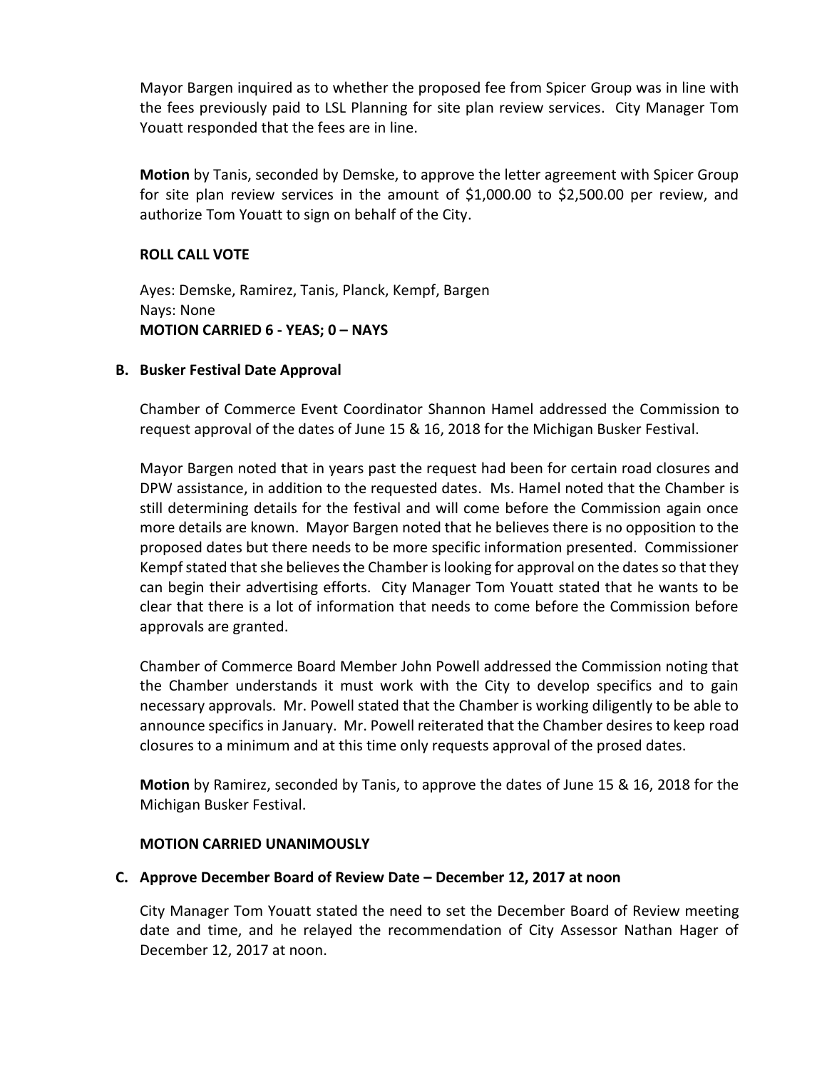Mayor Bargen inquired as to whether the proposed fee from Spicer Group was in line with the fees previously paid to LSL Planning for site plan review services. City Manager Tom Youatt responded that the fees are in line.

**Motion** by Tanis, seconded by Demske, to approve the letter agreement with Spicer Group for site plan review services in the amount of $1,000.00 to $2,500.00 per review, and authorize Tom Youatt to sign on behalf of the City.

**ROLL CALL VOTE**

Ayes: Demske, Ramirez, Tanis, Planck, Kempf, Bargen
Nays: None
**MOTION CARRIED 6 - YEAS; 0 – NAYS**

**B. Busker Festival Date Approval**

Chamber of Commerce Event Coordinator Shannon Hamel addressed the Commission to request approval of the dates of June 15 & 16, 2018 for the Michigan Busker Festival.

Mayor Bargen noted that in years past the request had been for certain road closures and DPW assistance, in addition to the requested dates. Ms. Hamel noted that the Chamber is still determining details for the festival and will come before the Commission again once more details are known. Mayor Bargen noted that he believes there is no opposition to the proposed dates but there needs to be more specific information presented. Commissioner Kempf stated that she believes the Chamber is looking for approval on the dates so that they can begin their advertising efforts. City Manager Tom Youatt stated that he wants to be clear that there is a lot of information that needs to come before the Commission before approvals are granted.

Chamber of Commerce Board Member John Powell addressed the Commission noting that the Chamber understands it must work with the City to develop specifics and to gain necessary approvals. Mr. Powell stated that the Chamber is working diligently to be able to announce specifics in January. Mr. Powell reiterated that the Chamber desires to keep road closures to a minimum and at this time only requests approval of the prosed dates.

**Motion** by Ramirez, seconded by Tanis, to approve the dates of June 15 & 16, 2018 for the Michigan Busker Festival.

**MOTION CARRIED UNANIMOUSLY**

**C. Approve December Board of Review Date – December 12, 2017 at noon**

City Manager Tom Youatt stated the need to set the December Board of Review meeting date and time, and he relayed the recommendation of City Assessor Nathan Hager of December 12, 2017 at noon.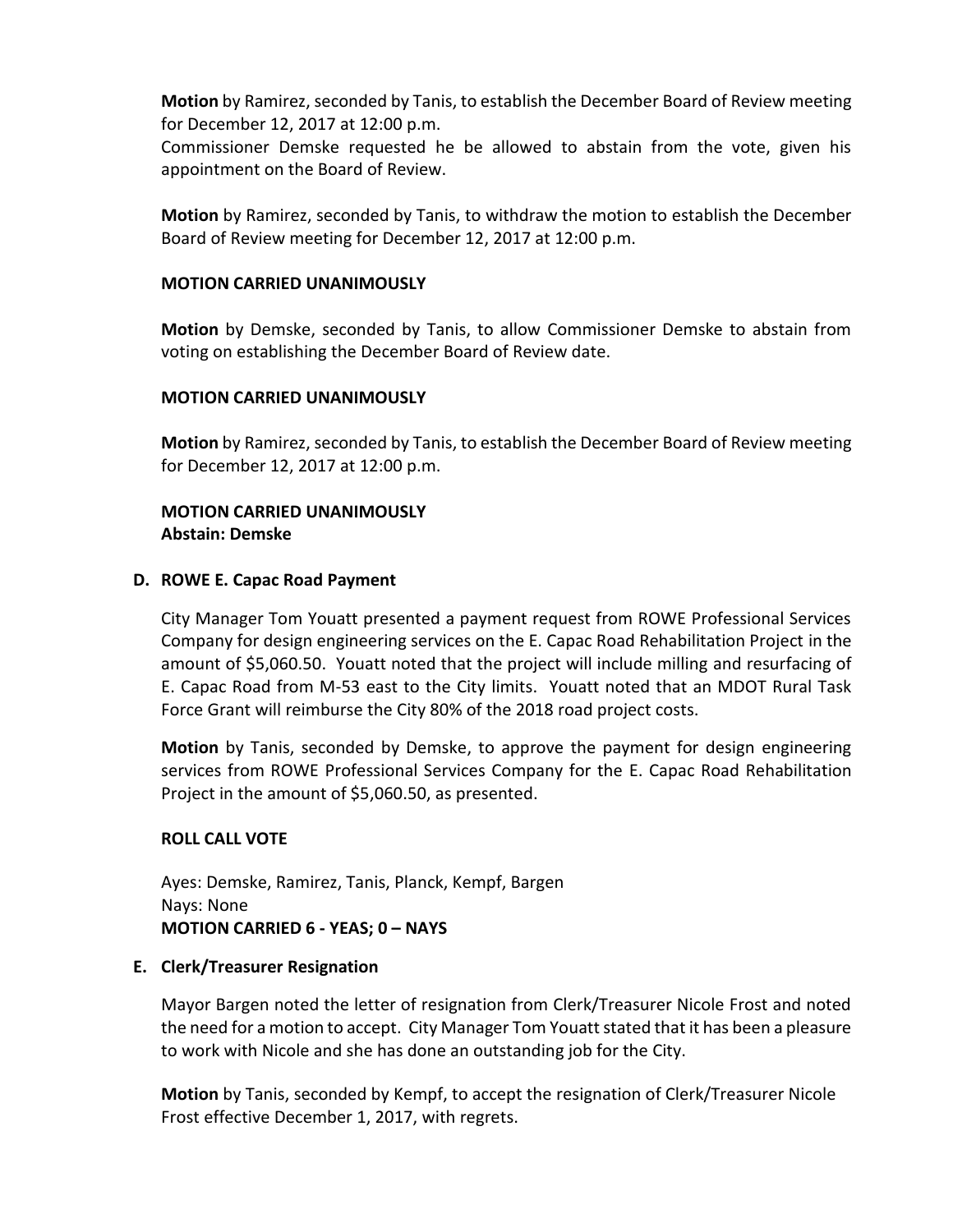**Motion** by Ramirez, seconded by Tanis, to establish the December Board of Review meeting for December 12, 2017 at 12:00 p.m.
Commissioner Demske requested he be allowed to abstain from the vote, given his appointment on the Board of Review.

**Motion** by Ramirez, seconded by Tanis, to withdraw the motion to establish the December Board of Review meeting for December 12, 2017 at 12:00 p.m.

**MOTION CARRIED UNANIMOUSLY**

**Motion** by Demske, seconded by Tanis, to allow Commissioner Demske to abstain from voting on establishing the December Board of Review date.

**MOTION CARRIED UNANIMOUSLY**

**Motion** by Ramirez, seconded by Tanis, to establish the December Board of Review meeting for December 12, 2017 at 12:00 p.m.

**MOTION CARRIED UNANIMOUSLY**
**Abstain: Demske**

**D. ROWE E. Capac Road Payment**

City Manager Tom Youatt presented a payment request from ROWE Professional Services Company for design engineering services on the E. Capac Road Rehabilitation Project in the amount of $5,060.50. Youatt noted that the project will include milling and resurfacing of E. Capac Road from M-53 east to the City limits. Youatt noted that an MDOT Rural Task Force Grant will reimburse the City 80% of the 2018 road project costs.

**Motion** by Tanis, seconded by Demske, to approve the payment for design engineering services from ROWE Professional Services Company for the E. Capac Road Rehabilitation Project in the amount of $5,060.50, as presented.

**ROLL CALL VOTE**

Ayes: Demske, Ramirez, Tanis, Planck, Kempf, Bargen
Nays: None
**MOTION CARRIED 6 - YEAS; 0 – NAYS**

**E. Clerk/Treasurer Resignation**

Mayor Bargen noted the letter of resignation from Clerk/Treasurer Nicole Frost and noted the need for a motion to accept. City Manager Tom Youatt stated that it has been a pleasure to work with Nicole and she has done an outstanding job for the City.

**Motion** by Tanis, seconded by Kempf, to accept the resignation of Clerk/Treasurer Nicole Frost effective December 1, 2017, with regrets.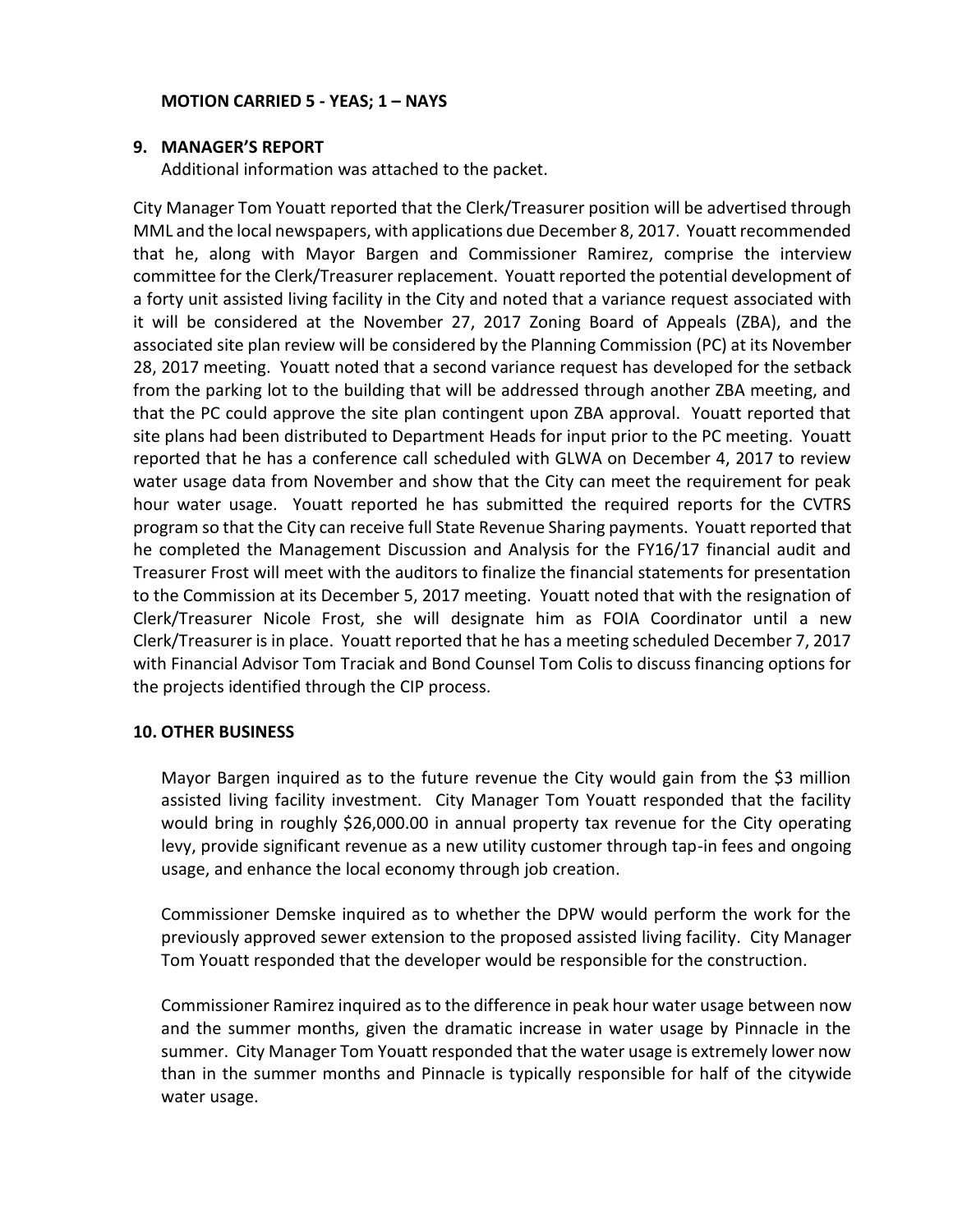**MOTION CARRIED 5 - YEAS; 1 – NAYS**

## 9. MANAGER'S REPORT

Additional information was attached to the packet.

City Manager Tom Youatt reported that the Clerk/Treasurer position will be advertised through MML and the local newspapers, with applications due December 8, 2017. Youatt recommended that he, along with Mayor Bargen and Commissioner Ramirez, comprise the interview committee for the Clerk/Treasurer replacement. Youatt reported the potential development of a forty unit assisted living facility in the City and noted that a variance request associated with it will be considered at the November 27, 2017 Zoning Board of Appeals (ZBA), and the associated site plan review will be considered by the Planning Commission (PC) at its November 28, 2017 meeting. Youatt noted that a second variance request has developed for the setback from the parking lot to the building that will be addressed through another ZBA meeting, and that the PC could approve the site plan contingent upon ZBA approval. Youatt reported that site plans had been distributed to Department Heads for input prior to the PC meeting. Youatt reported that he has a conference call scheduled with GLWA on December 4, 2017 to review water usage data from November and show that the City can meet the requirement for peak hour water usage. Youatt reported he has submitted the required reports for the CVTRS program so that the City can receive full State Revenue Sharing payments. Youatt reported that he completed the Management Discussion and Analysis for the FY16/17 financial audit and Treasurer Frost will meet with the auditors to finalize the financial statements for presentation to the Commission at its December 5, 2017 meeting. Youatt noted that with the resignation of Clerk/Treasurer Nicole Frost, she will designate him as FOIA Coordinator until a new Clerk/Treasurer is in place. Youatt reported that he has a meeting scheduled December 7, 2017 with Financial Advisor Tom Traciak and Bond Counsel Tom Colis to discuss financing options for the projects identified through the CIP process.

## 10. OTHER BUSINESS

Mayor Bargen inquired as to the future revenue the City would gain from the $3 million assisted living facility investment. City Manager Tom Youatt responded that the facility would bring in roughly $26,000.00 in annual property tax revenue for the City operating levy, provide significant revenue as a new utility customer through tap-in fees and ongoing usage, and enhance the local economy through job creation.

Commissioner Demske inquired as to whether the DPW would perform the work for the previously approved sewer extension to the proposed assisted living facility. City Manager Tom Youatt responded that the developer would be responsible for the construction.

Commissioner Ramirez inquired as to the difference in peak hour water usage between now and the summer months, given the dramatic increase in water usage by Pinnacle in the summer. City Manager Tom Youatt responded that the water usage is extremely lower now than in the summer months and Pinnacle is typically responsible for half of the citywide water usage.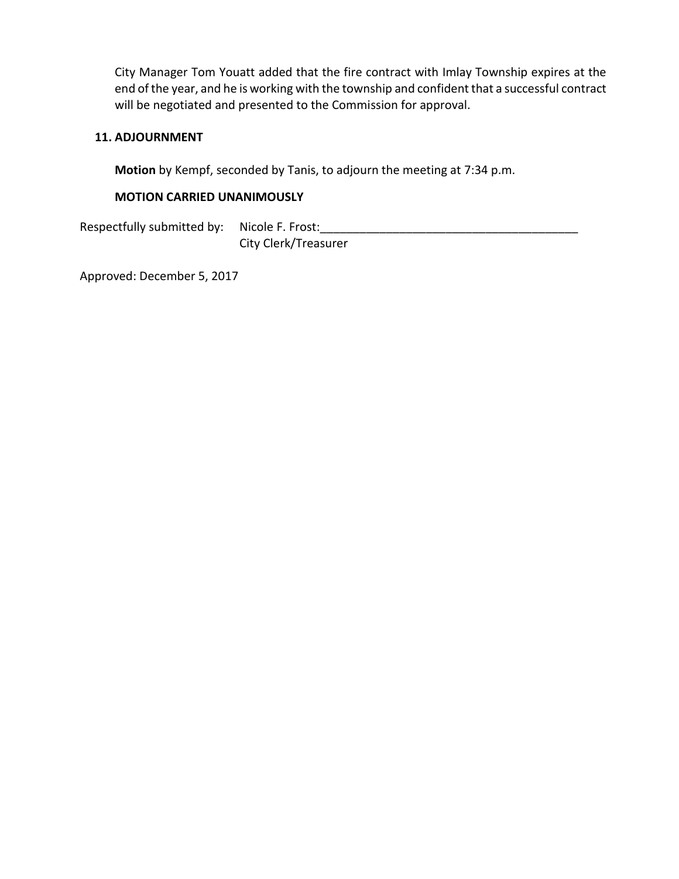City Manager Tom Youatt added that the fire contract with Imlay Township expires at the end of the year, and he is working with the township and confident that a successful contract will be negotiated and presented to the Commission for approval.

### 11. ADJOURNMENT

**Motion** by Kempf, seconded by Tanis, to adjourn the meeting at 7:34 p.m.

**MOTION CARRIED UNANIMOUSLY**

Respectfully submitted by: Nicole F. Frost:________________________________________
City Clerk/Treasurer

Approved: December 5, 2017